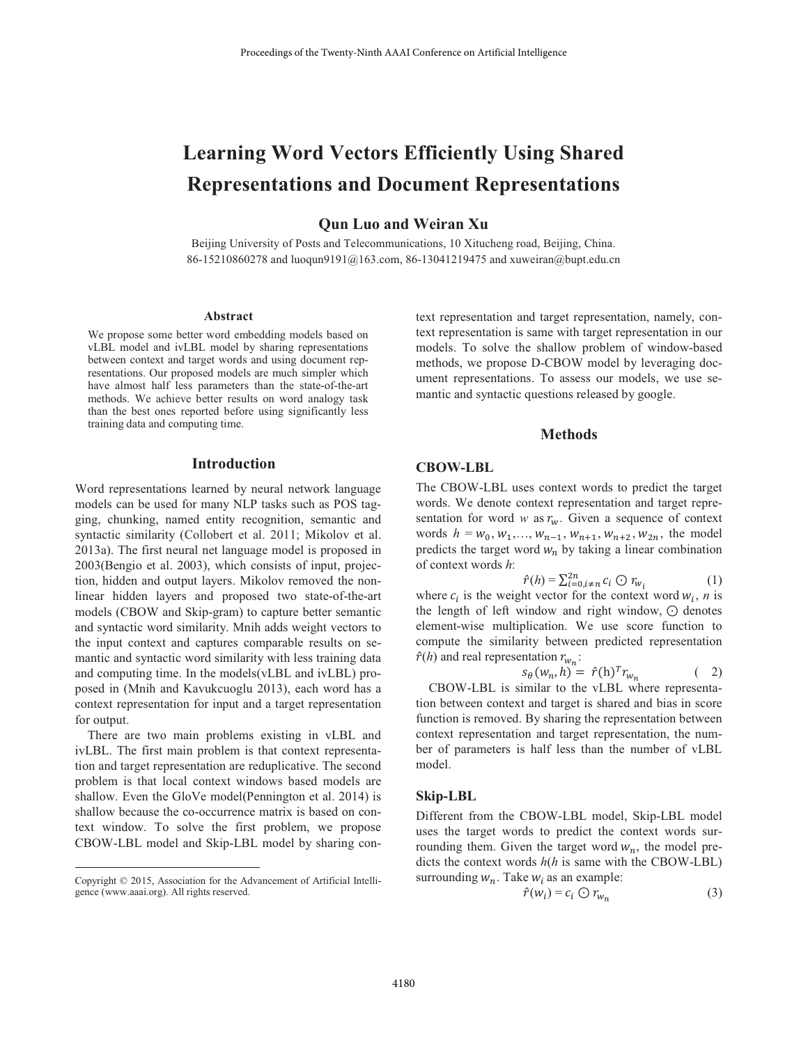# Learning Word Vectors Efficiently Using Shared Representations and Document Representations

**Qun Luo and Weiran Xu**

Beijing University of Posts and Telecommunications, 10 Xitucheng road, Beijing, China.
86-15210860278 and luoqun9191@163.com, 86-13041219475 and xuweiran@bupt.edu.cn

### Abstract

We propose some better word embedding models based on vLBL model and ivLBL model by sharing representations between context and target words and using document representations. Our proposed models are much simpler which have almost half less parameters than the state-of-the-art methods. We achieve better results on word analogy task than the best ones reported before using significantly less training data and computing time.

## Introduction

Word representations learned by neural network language models can be used for many NLP tasks such as POS tagging, chunking, named entity recognition, semantic and syntactic similarity (Collobert et al. 2011; Mikolov et al. 2013a). The first neural net language model is proposed in 2003(Bengio et al. 2003), which consists of input, projection, hidden and output layers. Mikolov removed the nonlinear hidden layers and proposed two state-of-the-art models (CBOW and Skip-gram) to capture better semantic and syntactic word similarity. Mnih adds weight vectors to the input context and captures comparable results on semantic and syntactic word similarity with less training data and computing time. In the models(vLBL and ivLBL) proposed in (Mnih and Kavukcuoglu 2013), each word has a context representation for input and a target representation for output.

There are two main problems existing in vLBL and ivLBL. The first main problem is that context representation and target representation are reduplicative. The second problem is that local context windows based models are shallow. Even the GloVe model(Pennington et al. 2014) is shallow because the co-occurrence matrix is based on context window. To solve the first problem, we propose CBOW-LBL model and Skip-LBL model by sharing context representation and target representation, namely, context representation is same with target representation in our models. To solve the shallow problem of window-based methods, we propose D-CBOW model by leveraging document representations. To assess our models, we use semantic and syntactic questions released by google.

Copyright © 2015, Association for the Advancement of Artificial Intelligence (www.aaai.org). All rights reserved.

## Methods

### CBOW-LBL

The CBOW-LBL uses context words to predict the target words. We denote context representation and target representation for word $w$ as $r_w$. Given a sequence of context words $h = w_0, w_1, \ldots, w_{n-1}, w_{n+1}, w_{n+2}, w_{2n}$, the model predicts the target word $w_n$ by taking a linear combination of context words $h$:

$$\hat{r}(h) = \sum_{i=0, i \neq n}^{2n} c_i \odot r_{w_i} \tag{1}$$

where $c_i$ is the weight vector for the context word $w_i$, $n$ is the length of left window and right window, $\odot$ denotes element-wise multiplication. We use score function to compute the similarity between predicted representation $\hat{r}(h)$ and real representation $r_{w_n}$:

$$s_\theta(w_n, h) = \hat{r}(\mathrm{h})^T r_{w_n} \tag{2}$$

CBOW-LBL is similar to the vLBL where representation between context and target is shared and bias in score function is removed. By sharing the representation between context representation and target representation, the number of parameters is half less than the number of vLBL model.

### Skip-LBL

Different from the CBOW-LBL model, Skip-LBL model uses the target words to predict the context words surrounding them. Given the target word $w_n$, the model predicts the context words $h$($h$ is same with the CBOW-LBL) surrounding $w_n$. Take $w_i$ as an example:

$$\hat{r}(w_i) = c_i \odot r_{w_n} \tag{3}$$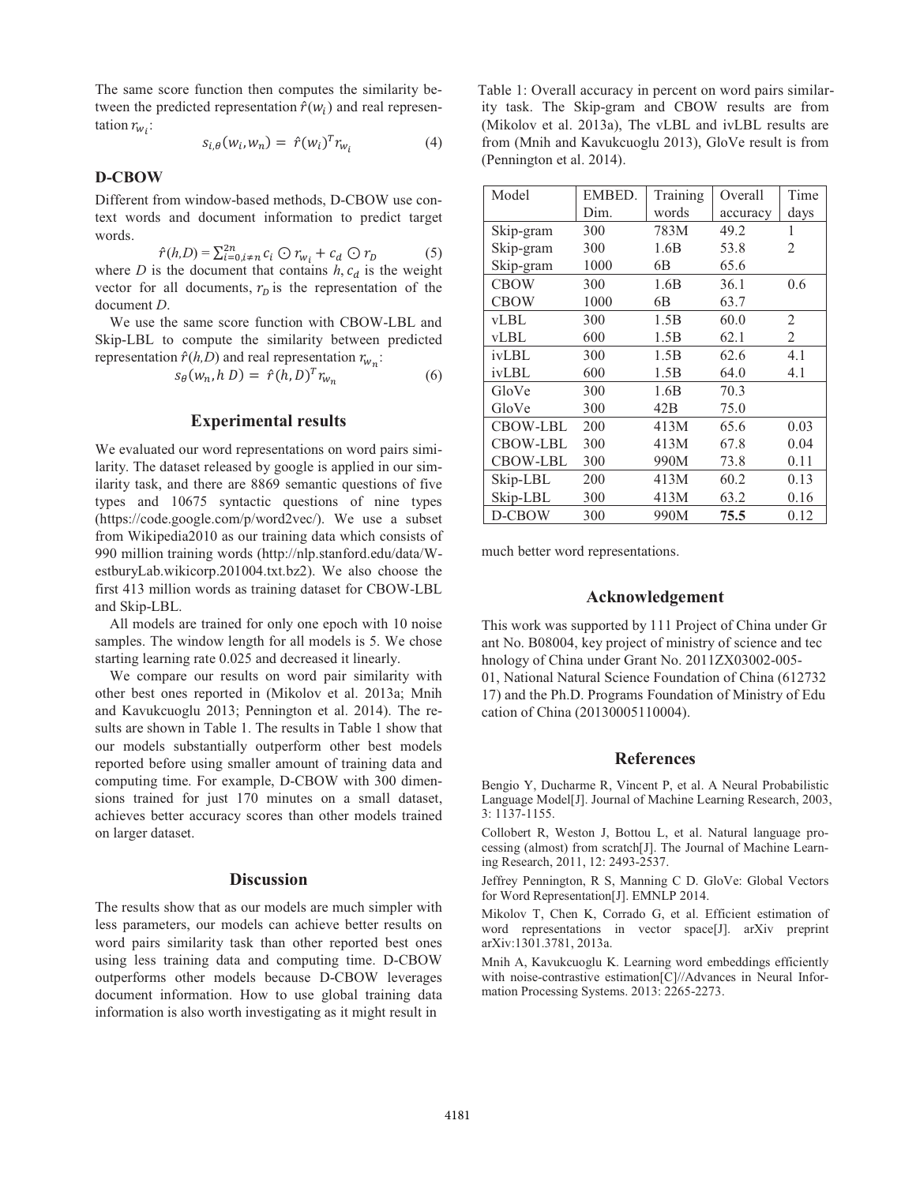The same score function then computes the similarity between the predicted representation $\hat{r}(w_i)$ and real representation $r_{w_i}$:

$$s_{i,\theta}(w_i, w_n) = \hat{r}(w_i)^T r_{w_i} \quad (4)$$

### D-CBOW

Different from window-based methods, D-CBOW use context words and document information to predict target words.

$$\hat{r}(h,D) = \sum_{i=0, i\neq n}^{2n} c_i \odot r_{w_i} + c_d \odot r_D \quad (5)$$

where $D$ is the document that contains $h$, $c_d$ is the weight vector for all documents, $r_D$ is the representation of the document $D$.

We use the same score function with CBOW-LBL and Skip-LBL to compute the similarity between predicted representation $\hat{r}(h,D)$ and real representation $r_{w_n}$:

$$s_\theta(w_n, h\ D) = \hat{r}(h, D)^T r_{w_n} \quad (6)$$

## Experimental results

We evaluated our word representations on word pairs similarity. The dataset released by google is applied in our similarity task, and there are 8869 semantic questions of five types and 10675 syntactic questions of nine types (https://code.google.com/p/word2vec/). We use a subset from Wikipedia2010 as our training data which consists of 990 million training words (http://nlp.stanford.edu/data/WestburyLab.wikicorp.201004.txt.bz2). We also choose the first 413 million words as training dataset for CBOW-LBL and Skip-LBL.

All models are trained for only one epoch with 10 noise samples. The window length for all models is 5. We chose starting learning rate 0.025 and decreased it linearly.

We compare our results on word pair similarity with other best ones reported in (Mikolov et al. 2013a; Mnih and Kavukcuoglu 2013; Pennington et al. 2014). The results are shown in Table 1. The results in Table 1 show that our models substantially outperform other best models reported before using smaller amount of training data and computing time. For example, D-CBOW with 300 dimensions trained for just 170 minutes on a small dataset, achieves better accuracy scores than other models trained on larger dataset.

Table 1: Overall accuracy in percent on word pairs similarity task. The Skip-gram and CBOW results are from (Mikolov et al. 2013a), The vLBL and ivLBL results are from (Mnih and Kavukcuoglu 2013), GloVe result is from (Pennington et al. 2014).

| Model | EMBED. Dim. | Training words | Overall accuracy | Time days |
|---|---|---|---|---|
| Skip-gram | 300 | 783M | 49.2 | 1 |
| Skip-gram | 300 | 1.6B | 53.8 | 2 |
| Skip-gram | 1000 | 6B | 65.6 | |
| CBOW | 300 | 1.6B | 36.1 | 0.6 |
| CBOW | 1000 | 6B | 63.7 | |
| vLBL | 300 | 1.5B | 60.0 | 2 |
| vLBL | 600 | 1.5B | 62.1 | 2 |
| ivLBL | 300 | 1.5B | 62.6 | 4.1 |
| ivLBL | 600 | 1.5B | 64.0 | 4.1 |
| GloVe | 300 | 1.6B | 70.3 | |
| GloVe | 300 | 42B | 75.0 | |
| CBOW-LBL | 200 | 413M | 65.6 | 0.03 |
| CBOW-LBL | 300 | 413M | 67.8 | 0.04 |
| CBOW-LBL | 300 | 990M | 73.8 | 0.11 |
| Skip-LBL | 200 | 413M | 60.2 | 0.13 |
| Skip-LBL | 300 | 413M | 63.2 | 0.16 |
| D-CBOW | 300 | 990M | **75.5** | 0.12 |

## Discussion

The results show that as our models are much simpler with less parameters, our models can achieve better results on word pairs similarity task than other reported best ones using less training data and computing time. D-CBOW outperforms other models because D-CBOW leverages document information. How to use global training data information is also worth investigating as it might result in much better word representations.

## Acknowledgement

This work was supported by 111 Project of China under Grant No. B08004, key project of ministry of science and technology of China under Grant No. 2011ZX03002-005-01, National Natural Science Foundation of China (61273217) and the Ph.D. Programs Foundation of Ministry of Education of China (20130005110004).

## References

Bengio Y, Ducharme R, Vincent P, et al. A Neural Probabilistic Language Model[J]. Journal of Machine Learning Research, 2003, 3: 1137-1155.

Collobert R, Weston J, Bottou L, et al. Natural language processing (almost) from scratch[J]. The Journal of Machine Learning Research, 2011, 12: 2493-2537.

Jeffrey Pennington, R S, Manning C D. GloVe: Global Vectors for Word Representation[J]. EMNLP 2014.

Mikolov T, Chen K, Corrado G, et al. Efficient estimation of word representations in vector space[J]. arXiv preprint arXiv:1301.3781, 2013a.

Mnih A, Kavukcuoglu K. Learning word embeddings efficiently with noise-contrastive estimation[C]//Advances in Neural Information Processing Systems. 2013: 2265-2273.